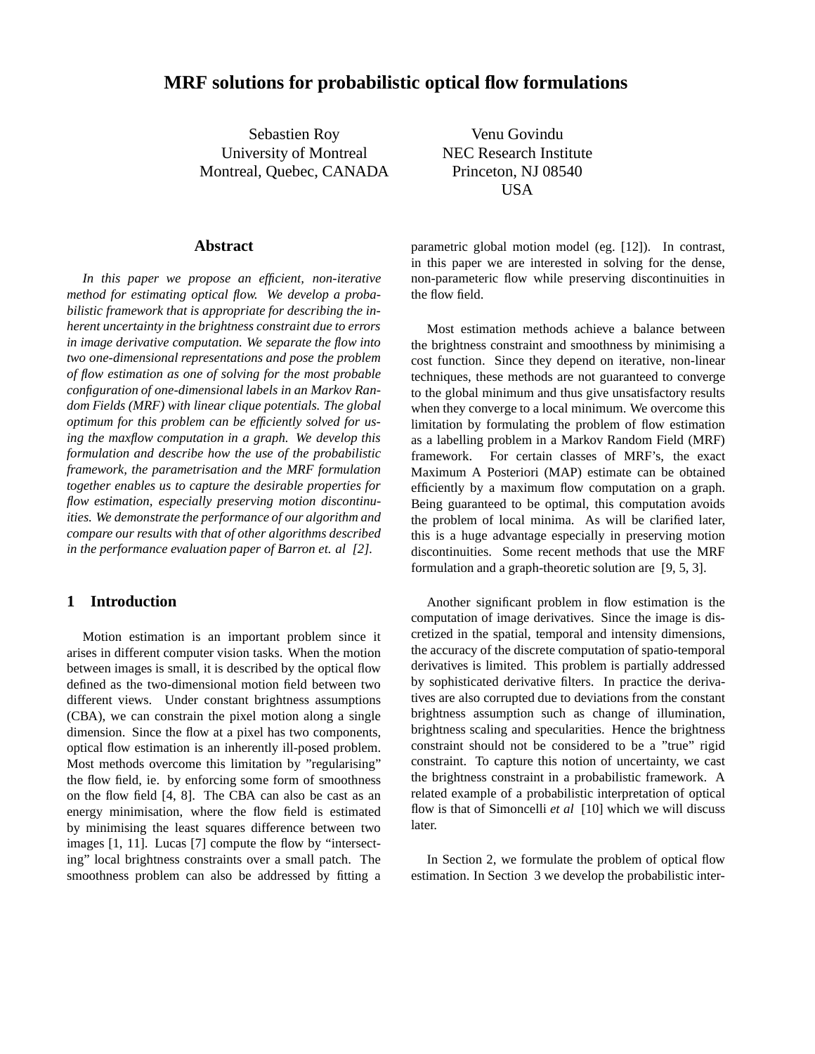# MRF solutions for probabilistic optical flow formulations

Sebastien Roy
University of Montreal
Montreal, Quebec, CANADA

Venu Govindu
NEC Research Institute
Princeton, NJ 08540
USA

## Abstract

*In this paper we propose an efficient, non-iterative method for estimating optical flow. We develop a probabilistic framework that is appropriate for describing the inherent uncertainty in the brightness constraint due to errors in image derivative computation. We separate the flow into two one-dimensional representations and pose the problem of flow estimation as one of solving for the most probable configuration of one-dimensional labels in an Markov Random Fields (MRF) with linear clique potentials. The global optimum for this problem can be efficiently solved for using the maxflow computation in a graph. We develop this formulation and describe how the use of the probabilistic framework, the parametrisation and the MRF formulation together enables us to capture the desirable properties for flow estimation, especially preserving motion discontinuities. We demonstrate the performance of our algorithm and compare our results with that of other algorithms described in the performance evaluation paper of Barron et. al [2].*

## 1 Introduction

Motion estimation is an important problem since it arises in different computer vision tasks. When the motion between images is small, it is described by the optical flow defined as the two-dimensional motion field between two different views. Under constant brightness assumptions (CBA), we can constrain the pixel motion along a single dimension. Since the flow at a pixel has two components, optical flow estimation is an inherently ill-posed problem. Most methods overcome this limitation by "regularising" the flow field, ie. by enforcing some form of smoothness on the flow field [4, 8]. The CBA can also be cast as an energy minimisation, where the flow field is estimated by minimising the least squares difference between two images [1, 11]. Lucas [7] compute the flow by "intersecting" local brightness constraints over a small patch. The smoothness problem can also be addressed by fitting a parametric global motion model (eg. [12]). In contrast, in this paper we are interested in solving for the dense, non-parametric flow while preserving discontinuities in the flow field.

Most estimation methods achieve a balance between the brightness constraint and smoothness by minimising a cost function. Since they depend on iterative, non-linear techniques, these methods are not guaranteed to converge to the global minimum and thus give unsatisfactory results when they converge to a local minimum. We overcome this limitation by formulating the problem of flow estimation as a labelling problem in a Markov Random Field (MRF) framework. For certain classes of MRF's, the exact Maximum A Posteriori (MAP) estimate can be obtained efficiently by a maximum flow computation on a graph. Being guaranteed to be optimal, this computation avoids the problem of local minima. As will be clarified later, this is a huge advantage especially in preserving motion discontinuities. Some recent methods that use the MRF formulation and a graph-theoretic solution are [9, 5, 3].

Another significant problem in flow estimation is the computation of image derivatives. Since the image is discretized in the spatial, temporal and intensity dimensions, the accuracy of the discrete computation of spatio-temporal derivatives is limited. This problem is partially addressed by sophisticated derivative filters. In practice the derivatives are also corrupted due to deviations from the constant brightness assumption such as change of illumination, brightness scaling and specularities. Hence the brightness constraint should not be considered to be a "true" rigid constraint. To capture this notion of uncertainty, we cast the brightness constraint in a probabilistic framework. A related example of a probabilistic interpretation of optical flow is that of Simoncelli *et al* [10] which we will discuss later.

In Section 2, we formulate the problem of optical flow estimation. In Section 3 we develop the probabilistic inter-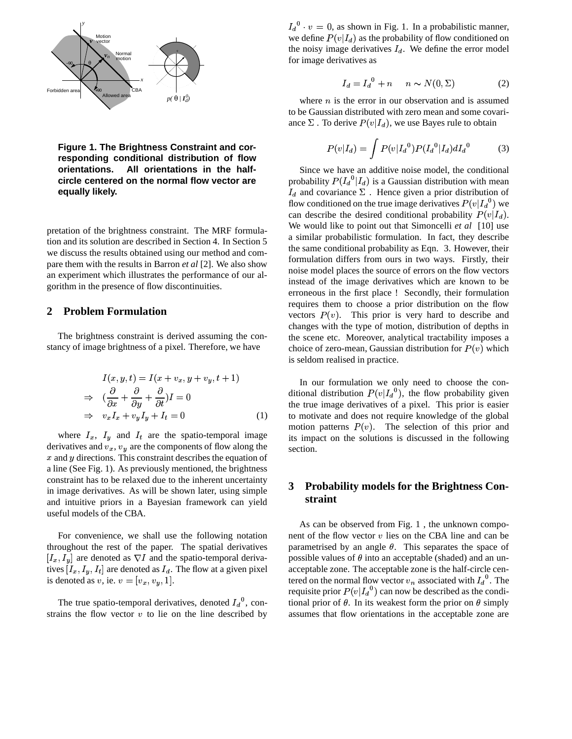**Figure 1. The Brightness Constraint and corresponding conditional distribution of flow orientations. All orientations in the half-circle centered on the normal flow vector are equally likely.**

pretation of the brightness constraint. The MRF formulation and its solution are described in Section 4. In Section 5 we discuss the results obtained using our method and compare them with the results in Barron *et al* [2]. We also show an experiment which illustrates the performance of our algorithm in the presence of flow discontinuities.

## 2 Problem Formulation

The brightness constraint is derived assuming the constancy of image brightness of a pixel. Therefore, we have

$$
\begin{aligned}
& I(x,y,t) = I(x+v_x, y+v_y, t+1) \\
\Rightarrow \quad & (\frac{\partial}{\partial x} + \frac{\partial}{\partial y} + \frac{\partial}{\partial t})I = 0 \\
\Rightarrow \quad & v_x I_x + v_y I_y + I_t = 0 \qquad (1)
\end{aligned}
$$

where $I_x$, $I_y$ and $I_t$ are the spatio-temporal image derivatives and $v_x$, $v_y$ are the components of flow along the $x$ and $y$ directions. This constraint describes the equation of a line (See Fig. 1). As previously mentioned, the brightness constraint has to be relaxed due to the inherent uncertainty in image derivatives. As will be shown later, using simple and intuitive priors in a Bayesian framework can yield useful models of the CBA.

For convenience, we shall use the following notation throughout the rest of the paper. The spatial derivatives $[I_x, I_y]$ are denoted as $\nabla I$ and the spatio-temporal derivatives $[I_x, I_y, I_t]$ are denoted as $I_d$. The flow at a given pixel is denoted as $v$, ie. $v = [v_x, v_y, 1]$.

The true spatio-temporal derivatives, denoted ${I_d}^0$, constrains the flow vector $v$ to lie on the line described by ${I_d}^0 \cdot v = 0$, as shown in Fig. 1. In a probabilistic manner, we define $P(v|I_d)$ as the probability of flow conditioned on the noisy image derivatives $I_d$. We define the error model for image derivatives as

$$
I_d = {I_d}^0 + n \qquad n \sim N(0, \Sigma) \qquad (2)
$$

where $n$ is the error in our observation and is assumed to be Gaussian distributed with zero mean and some covariance $\Sigma$ . To derive $P(v|I_d)$, we use Bayes rule to obtain

$$
P(v|I_d) = \int P(v|{I_d}^0) P({I_d}^0|I_d) d{I_d}^0 \qquad (3)
$$

Since we have an additive noise model, the conditional probability $P({I_d}^0|I_d)$ is a Gaussian distribution with mean $I_d$ and covariance $\Sigma$ . Hence given a prior distribution of flow conditioned on the true image derivatives $P(v|{I_d}^0)$ we can describe the desired conditional probability $P(v|I_d)$. We would like to point out that Simoncelli *et al* [10] use a similar probabilistic formulation. In fact, they describe the same conditional probability as Eqn. 3. However, their formulation differs from ours in two ways. Firstly, their noise model places the source of errors on the flow vectors instead of the image derivatives which are known to be erroneous in the first place ! Secondly, their formulation requires them to choose a prior distribution on the flow vectors $P(v)$. This prior is very hard to describe and changes with the type of motion, distribution of depths in the scene etc. Moreover, analytical tractability imposes a choice of zero-mean, Gaussian distribution for $P(v)$ which is seldom realised in practice.

In our formulation we only need to choose the conditional distribution $P(v|{I_d}^0)$, the flow probability given the true image derivatives of a pixel. This prior is easier to motivate and does not require knowledge of the global motion patterns $P(v)$. The selection of this prior and its impact on the solutions is discussed in the following section.

## 3 Probability models for the Brightness Constraint

As can be observed from Fig. 1 , the unknown component of the flow vector $v$ lies on the CBA line and can be parametrised by an angle $\theta$. This separates the space of possible values of $\theta$ into an acceptable (shaded) and an unacceptable zone. The acceptable zone is the half-circle centered on the normal flow vector $v_n$ associated with ${I_d}^0$. The requisite prior $P(v|{I_d}^0)$ can now be described as the conditional prior of $\theta$. In its weakest form the prior on $\theta$ simply assumes that flow orientations in the acceptable zone are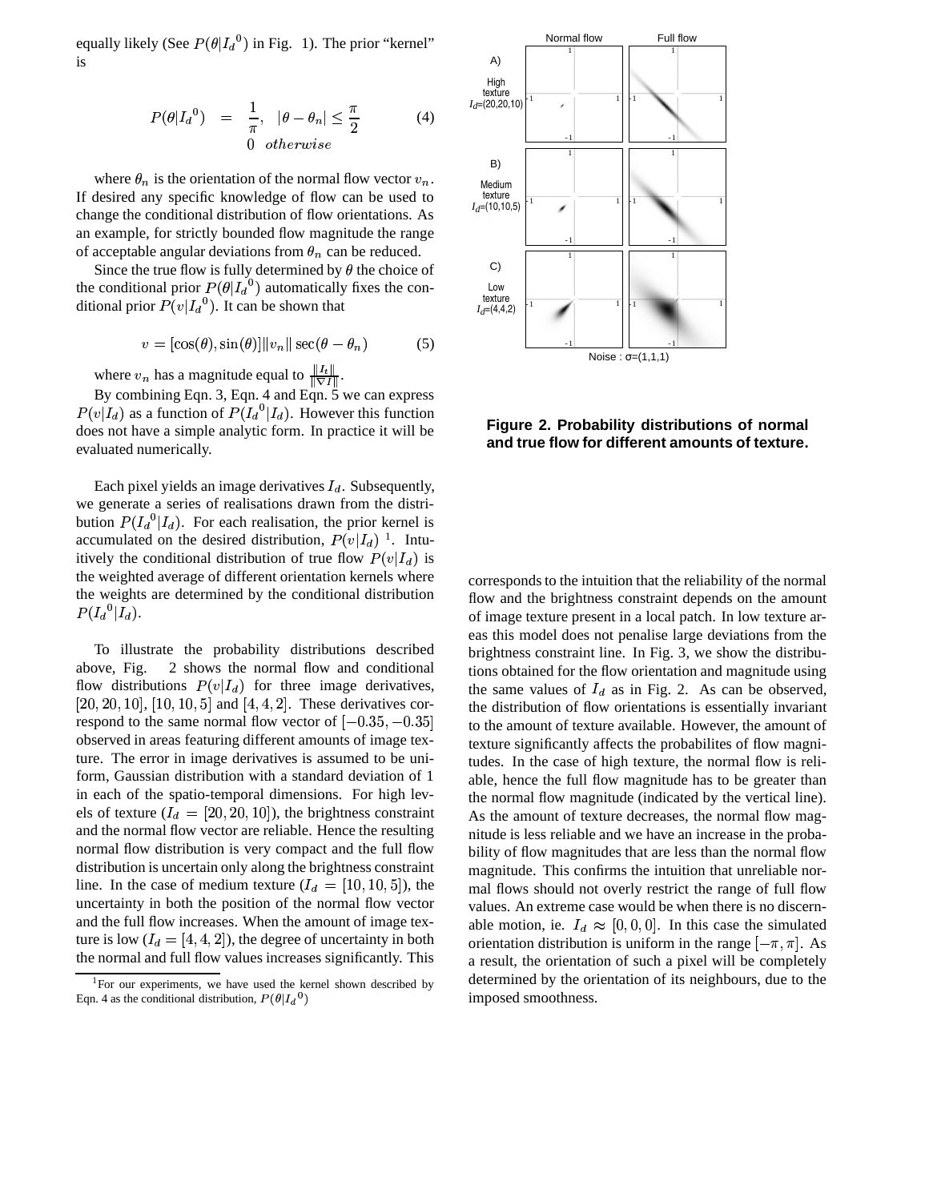equally likely (See $P(\theta|{I_d}^0)$ in Fig. 1). The prior "kernel" is

$$P(\theta|{I_d}^0) = \frac{1}{\pi}, \quad |\theta - \theta_n| \leq \frac{\pi}{2} \qquad (4)$$
$$0 \quad otherwise$$

where $\theta_n$ is the orientation of the normal flow vector $v_n$. If desired any specific knowledge of flow can be used to change the conditional distribution of flow orientations. As an example, for strictly bounded flow magnitude the range of acceptable angular deviations from $\theta_n$ can be reduced.

Since the true flow is fully determined by $\theta$ the choice of the conditional prior $P(\theta|{I_d}^0)$ automatically fixes the conditional prior $P(v|{I_d}^0)$. It can be shown that

$$v = [\cos(\theta), \sin(\theta)]\|v_n\| \sec(\theta - \theta_n) \qquad (5)$$

where $v_n$ has a magnitude equal to $\frac{\|I_t\|}{\|\nabla I\|}$.

By combining Eqn. 3, Eqn. 4 and Eqn. 5 we can express $P(v|I_d)$ as a function of $P({I_d}^0|I_d)$. However this function does not have a simple analytic form. In practice it will be evaluated numerically.

Each pixel yields an image derivatives $I_d$. Subsequently, we generate a series of realisations drawn from the distribution $P({I_d}^0|I_d)$. For each realisation, the prior kernel is accumulated on the desired distribution, $P(v|I_d)$ [1]. Intuitively the conditional distribution of true flow $P(v|I_d)$ is the weighted average of different orientation kernels where the weights are determined by the conditional distribution $P({I_d}^0|I_d)$.

To illustrate the probability distributions described above, Fig. 2 shows the normal flow and conditional flow distributions $P(v|I_d)$ for three image derivatives, $[20, 20, 10]$, $[10, 10, 5]$ and $[4, 4, 2]$. These derivatives correspond to the same normal flow vector of $[-0.35, -0.35]$ observed in areas featuring different amounts of image texture. The error in image derivatives is assumed to be uniform, Gaussian distribution with a standard deviation of 1 in each of the spatio-temporal dimensions. For high levels of texture ($I_d = [20, 20, 10]$), the brightness constraint and the normal flow vector are reliable. Hence the resulting normal flow distribution is very compact and the full flow distribution is uncertain only along the brightness constraint line. In the case of medium texture ($I_d = [10, 10, 5]$), the uncertainty in both the position of the normal flow vector and the full flow increases. When the amount of image texture is low ($I_d = [4, 4, 2]$), the degree of uncertainty in both the normal and full flow values increases significantly. This corresponds to the intuition that the reliability of the normal flow and the brightness constraint depends on the amount of image texture present in a local patch. In low texture areas this model does not penalise large deviations from the brightness constraint line. In Fig. 3, we show the distributions obtained for the flow orientation and magnitude using the same values of $I_d$ as in Fig. 2. As can be observed, the distribution of flow orientations is essentially invariant to the amount of texture available. However, the amount of texture significantly affects the probabilites of flow magnitudes. In the case of high texture, the normal flow is reliable, hence the full flow magnitude has to be greater than the normal flow magnitude (indicated by the vertical line). As the amount of texture decreases, the normal flow magnitude is less reliable and we have an increase in the probability of flow magnitudes that are less than the normal flow magnitude. This confirms the intuition that unreliable normal flows should not overly restrict the range of full flow values. An extreme case would be when there is no discernable motion, ie. $I_d \approx [0, 0, 0]$. In this case the simulated orientation distribution is uniform in the range $[-\pi, \pi]$. As a result, the orientation of such a pixel will be completely determined by the orientation of its neighbours, due to the imposed smoothness.

**Figure 2. Probability distributions of normal and true flow for different amounts of texture.**

[1] For our experiments, we have used the kernel shown described by Eqn. 4 as the conditional distribution, $P(\theta|{I_d}^0)$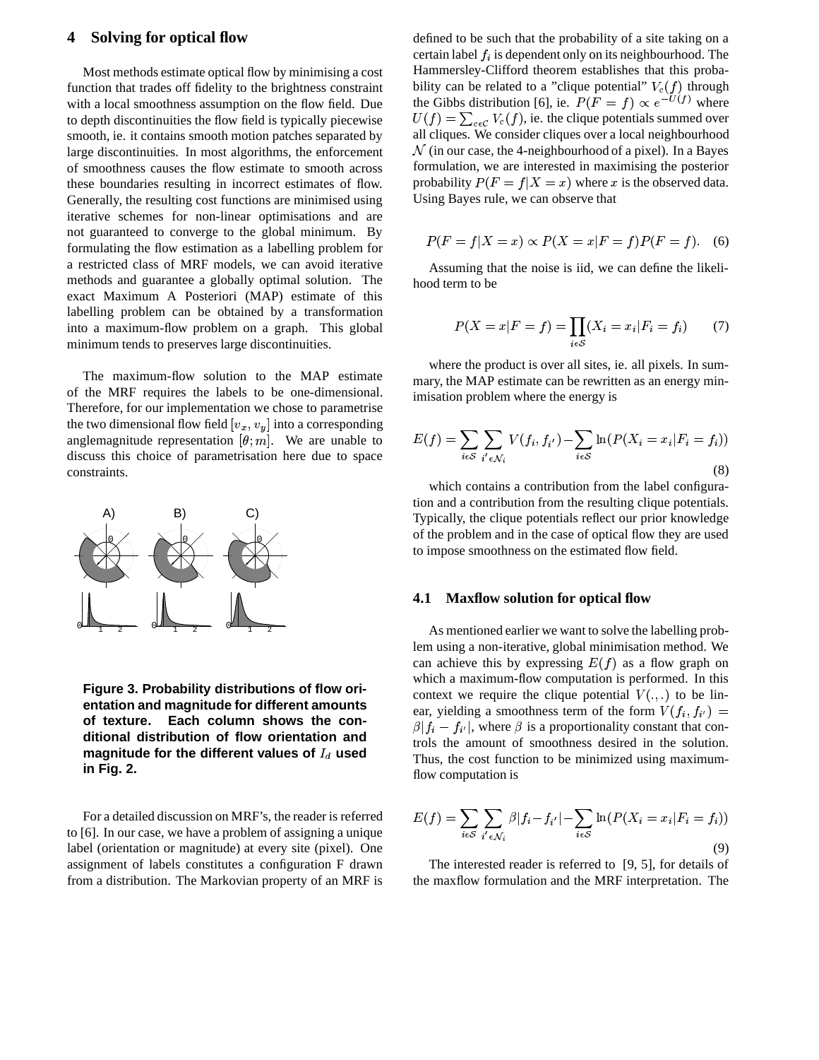## 4 Solving for optical flow

Most methods estimate optical flow by minimising a cost function that trades off fidelity to the brightness constraint with a local smoothness assumption on the flow field. Due to depth discontinuities the flow field is typically piecewise smooth, ie. it contains smooth motion patches separated by large discontinuities. In most algorithms, the enforcement of smoothness causes the flow estimate to smooth across these boundaries resulting in incorrect estimates of flow. Generally, the resulting cost functions are minimised using iterative schemes for non-linear optimisations and are not guaranteed to converge to the global minimum. By formulating the flow estimation as a labelling problem for a restricted class of MRF models, we can avoid iterative methods and guarantee a globally optimal solution. The exact Maximum A Posteriori (MAP) estimate of this labelling problem can be obtained by a transformation into a maximum-flow problem on a graph. This global minimum tends to preserves large discontinuities.

The maximum-flow solution to the MAP estimate of the MRF requires the labels to be one-dimensional. Therefore, for our implementation we chose to parametrise the two dimensional flow field $[v_x, v_y]$ into a corresponding anglemagnitude representation $[\theta; m]$. We are unable to discuss this choice of parametrisation here due to space constraints.

**Figure 3. Probability distributions of flow orientation and magnitude for different amounts of texture. Each column shows the conditional distribution of flow orientation and magnitude for the different values of $I_d$ used in Fig. 2.**

For a detailed discussion on MRF's, the reader is referred to [6]. In our case, we have a problem of assigning a unique label (orientation or magnitude) at every site (pixel). One assignment of labels constitutes a configuration F drawn from a distribution. The Markovian property of an MRF is defined to be such that the probability of a site taking on a certain label $f_i$ is dependent only on its neighbourhood. The Hammersley-Clifford theorem establishes that this probability can be related to a "clique potential" $V_c(f)$ through the Gibbs distribution [6], ie. $P(F = f) \propto e^{-U(f)}$ where $U(f) = \sum_{c \epsilon \mathcal{C}} V_c(f)$, ie. the clique potentials summed over all cliques. We consider cliques over a local neighbourhood $\mathcal{N}$ (in our case, the 4-neighbourhood of a pixel). In a Bayes formulation, we are interested in maximising the posterior probability $P(F = f|X = x)$ where $x$ is the observed data. Using Bayes rule, we can observe that

$$P(F = f|X = x) \propto P(X = x|F = f)P(F = f). \quad (6)$$

Assuming that the noise is iid, we can define the likelihood term to be

$$P(X = x|F = f) = \prod_{i \epsilon \mathcal{S}} (X_i = x_i|F_i = f_i) \quad (7)$$

where the product is over all sites, ie. all pixels. In summary, the MAP estimate can be rewritten as an energy minimisation problem where the energy is

$$E(f) = \sum_{i \epsilon \mathcal{S}} \sum_{i' \epsilon \mathcal{N}_i} V(f_i, f_{i'}) - \sum_{i \epsilon \mathcal{S}} \ln(P(X_i = x_i|F_i = f_i)) \quad (8)$$

which contains a contribution from the label configuration and a contribution from the resulting clique potentials. Typically, the clique potentials reflect our prior knowledge of the problem and in the case of optical flow they are used to impose smoothness on the estimated flow field.

### 4.1 Maxflow solution for optical flow

As mentioned earlier we want to solve the labelling problem using a non-iterative, global minimisation method. We can achieve this by expressing $E(f)$ as a flow graph on which a maximum-flow computation is performed. In this context we require the clique potential $V(.,.)$ to be linear, yielding a smoothness term of the form $V(f_i, f_{i'}) = \beta|f_i - f_{i'}|$, where $\beta$ is a proportionality constant that controls the amount of smoothness desired in the solution. Thus, the cost function to be minimized using maximum-flow computation is

$$E(f) = \sum_{i \epsilon \mathcal{S}} \sum_{i' \epsilon \mathcal{N}_i} \beta|f_i - f_{i'}| - \sum_{i \epsilon \mathcal{S}} \ln(P(X_i = x_i|F_i = f_i)) \quad (9)$$

The interested reader is referred to [9, 5], for details of the maxflow formulation and the MRF interpretation. The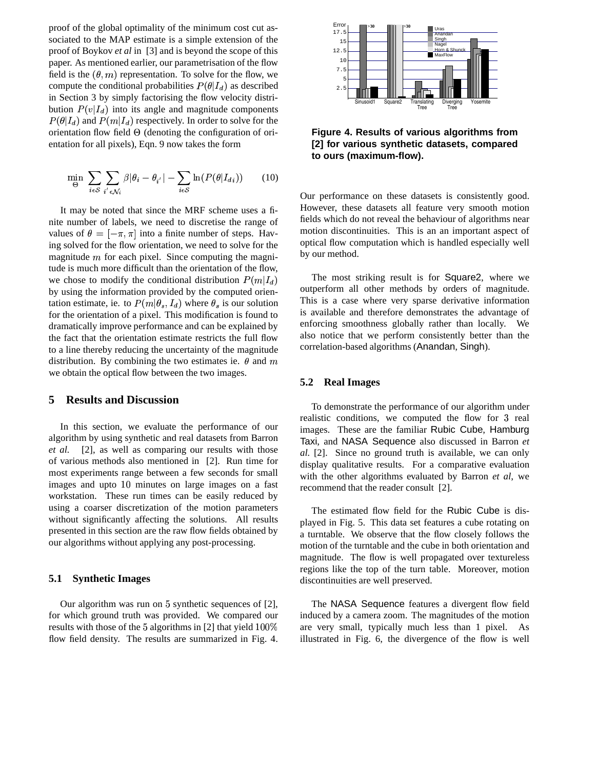proof of the global optimality of the minimum cost cut associated to the MAP estimate is a simple extension of the proof of Boykov *et al* in [3] and is beyond the scope of this paper. As mentioned earlier, our parametrisation of the flow field is the $(\theta, m)$ representation. To solve for the flow, we compute the conditional probabilities $P(\theta|I_d)$ as described in Section 3 by simply factorising the flow velocity distribution $P(v|I_d)$ into its angle and magnitude components $P(\theta|I_d)$ and $P(m|I_d)$ respectively. In order to solve for the orientation flow field $\Theta$ (denoting the configuration of orientation for all pixels), Eqn. 9 now takes the form

$$\min_{\Theta} \sum_{i\epsilon\mathcal{S}} \sum_{i'\epsilon\mathcal{N}_i} \beta|\theta_i - \theta_{i'}| - \sum_{i\epsilon\mathcal{S}} \ln(P(\theta|I_{di})) \qquad (10)$$

It may be noted that since the MRF scheme uses a finite number of labels, we need to discretise the range of values of $\theta = [-\pi, \pi]$ into a finite number of steps. Having solved for the flow orientation, we need to solve for the magnitude $m$ for each pixel. Since computing the magnitude is much more difficult than the orientation of the flow, we chose to modify the conditional distribution $P(m|I_d)$ by using the information provided by the computed orientation estimate, ie. to $P(m|\theta_s, I_d)$ where $\theta_s$ is our solution for the orientation of a pixel. This modification is found to dramatically improve performance and can be explained by the fact that the orientation estimate restricts the full flow to a line thereby reducing the uncertainty of the magnitude distribution. By combining the two estimates ie. $\theta$ and $m$ we obtain the optical flow between the two images.

## 5 Results and Discussion

In this section, we evaluate the performance of our algorithm by using synthetic and real datasets from Barron *et al.* [2], as well as comparing our results with those of various methods also mentioned in [2]. Run time for most experiments range between a few seconds for small images and upto 10 minutes on large images on a fast workstation. These run times can be easily reduced by using a coarser discretization of the motion parameters without significantly affecting the solutions. All results presented in this section are the raw flow fields obtained by our algorithms without applying any post-processing.

### 5.1 Synthetic Images

Our algorithm was run on 5 synthetic sequences of [2], for which ground truth was provided. We compared our results with those of the 5 algorithms in [2] that yield 100% flow field density. The results are summarized in Fig. 4.

**Figure 4. Results of various algorithms from [2] for various synthetic datasets, compared to ours (maximum-flow).**

Our performance on these datasets is consistently good. However, these datasets all feature very smooth motion fields which do not reveal the behaviour of algorithms near motion discontinuities. This is an an important aspect of optical flow computation which is handled especially well by our method.

The most striking result is for Square2, where we outperform all other methods by orders of magnitude. This is a case where very sparse derivative information is available and therefore demonstrates the advantage of enforcing smoothness globally rather than locally. We also notice that we perform consistently better than the correlation-based algorithms (Anandan, Singh).

### 5.2 Real Images

To demonstrate the performance of our algorithm under realistic conditions, we computed the flow for 3 real images. These are the familiar Rubic Cube, Hamburg Taxi, and NASA Sequence also discussed in Barron *et al.* [2]. Since no ground truth is available, we can only display qualitative results. For a comparative evaluation with the other algorithms evaluated by Barron *et al*, we recommend that the reader consult [2].

The estimated flow field for the Rubic Cube is displayed in Fig. 5. This data set features a cube rotating on a turntable. We observe that the flow closely follows the motion of the turntable and the cube in both orientation and magnitude. The flow is well propagated over textureless regions like the top of the turn table. Moreover, motion discontinuities are well preserved.

The NASA Sequence features a divergent flow field induced by a camera zoom. The magnitudes of the motion are very small, typically much less than 1 pixel. As illustrated in Fig. 6, the divergence of the flow is well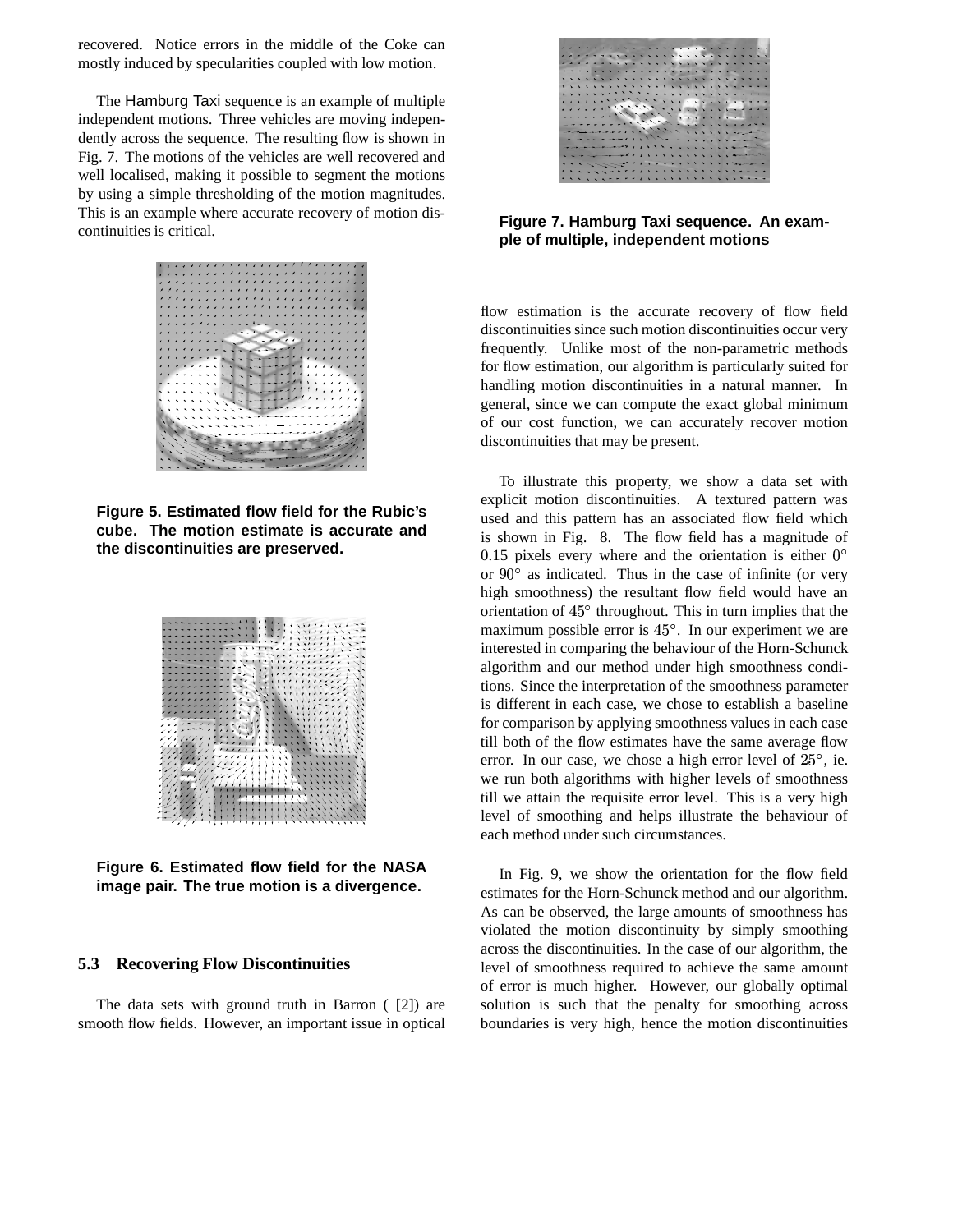recovered. Notice errors in the middle of the Coke can mostly induced by specularities coupled with low motion.

The Hamburg Taxi sequence is an example of multiple independent motions. Three vehicles are moving independently across the sequence. The resulting flow is shown in Fig. 7. The motions of the vehicles are well recovered and well localised, making it possible to segment the motions by using a simple thresholding of the motion magnitudes. This is an example where accurate recovery of motion discontinuities is critical.

**Figure 5. Estimated flow field for the Rubic's cube. The motion estimate is accurate and the discontinuities are preserved.**

**Figure 6. Estimated flow field for the NASA image pair. The true motion is a divergence.**

### 5.3 Recovering Flow Discontinuities

The data sets with ground truth in Barron ( [2]) are smooth flow fields. However, an important issue in optical flow estimation is the accurate recovery of flow field discontinuities since such motion discontinuities occur very frequently. Unlike most of the non-parametric methods for flow estimation, our algorithm is particularly suited for handling motion discontinuities in a natural manner. In general, since we can compute the exact global minimum of our cost function, we can accurately recover motion discontinuities that may be present.

**Figure 7. Hamburg Taxi sequence. An example of multiple, independent motions**

To illustrate this property, we show a data set with explicit motion discontinuities. A textured pattern was used and this pattern has an associated flow field which is shown in Fig. 8. The flow field has a magnitude of 0.15 pixels every where and the orientation is either $0^\circ$ or $90^\circ$ as indicated. Thus in the case of infinite (or very high smoothness) the resultant flow field would have an orientation of $45^\circ$ throughout. This in turn implies that the maximum possible error is $45^\circ$. In our experiment we are interested in comparing the behaviour of the Horn-Schunck algorithm and our method under high smoothness conditions. Since the interpretation of the smoothness parameter is different in each case, we chose to establish a baseline for comparison by applying smoothness values in each case till both of the flow estimates have the same average flow error. In our case, we chose a high error level of $25^\circ$, ie. we run both algorithms with higher levels of smoothness till we attain the requisite error level. This is a very high level of smoothing and helps illustrate the behaviour of each method under such circumstances.

In Fig. 9, we show the orientation for the flow field estimates for the Horn-Schunck method and our algorithm. As can be observed, the large amounts of smoothness has violated the motion discontinuity by simply smoothing across the discontinuities. In the case of our algorithm, the level of smoothness required to achieve the same amount of error is much higher. However, our globally optimal solution is such that the penalty for smoothing across boundaries is very high, hence the motion discontinuities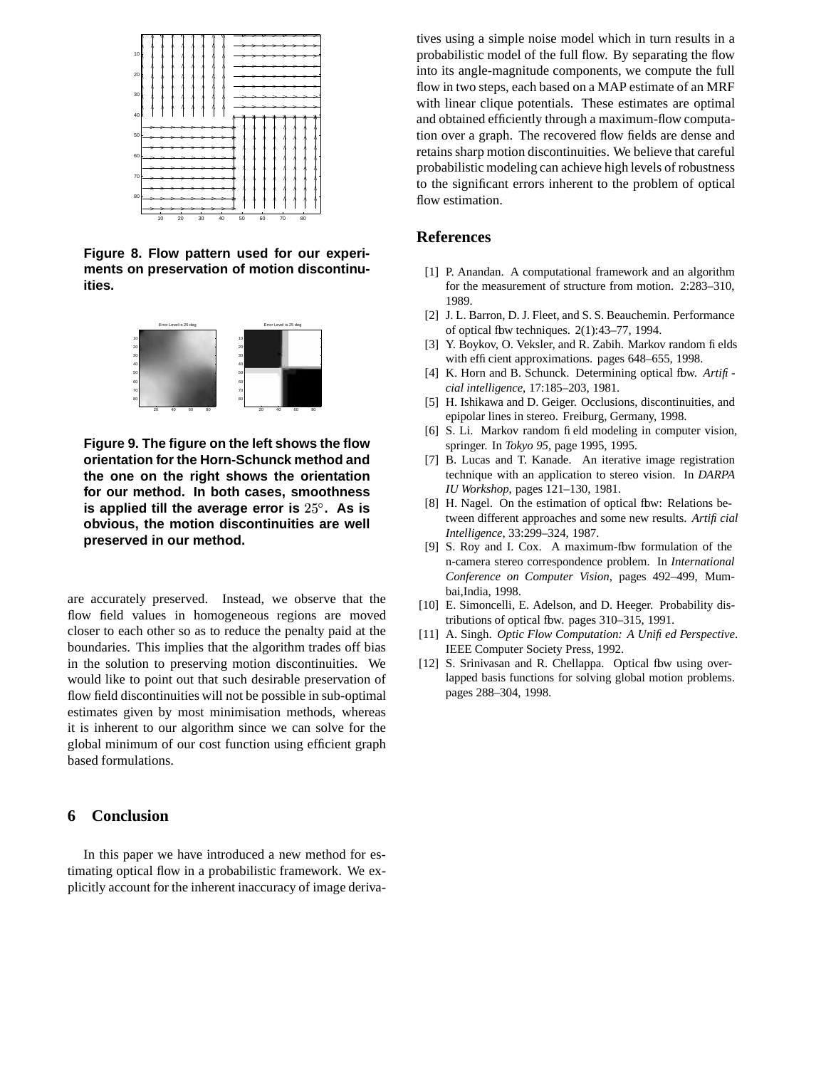10
20
30
40
50
60
70
80
10 20 30 40 50 60 70 80

**Figure 8. Flow pattern used for our experiments on preservation of motion discontinuities.**

Error Level is 25 deg
10
20
30
40
50
60
70
80
20 40 60 80

Error Level is 25 deg
10
20
30
40
50
60
70
80
20 40 60 80

**Figure 9. The figure on the left shows the flow orientation for the Horn-Schunck method and the one on the right shows the orientation for our method. In both cases, smoothness is applied till the average error is $25°$. As is obvious, the motion discontinuities are well preserved in our method.**

are accurately preserved. Instead, we observe that the flow field values in homogeneous regions are moved closer to each other so as to reduce the penalty paid at the boundaries. This implies that the algorithm trades off bias in the solution to preserving motion discontinuities. We would like to point out that such desirable preservation of flow field discontinuities will not be possible in sub-optimal estimates given by most minimisation methods, whereas it is inherent to our algorithm since we can solve for the global minimum of our cost function using efficient graph based formulations.

## 6 Conclusion

In this paper we have introduced a new method for estimating optical flow in a probabilistic framework. We explicitly account for the inherent inaccuracy of image derivatives using a simple noise model which in turn results in a probabilistic model of the full flow. By separating the flow into its angle-magnitude components, we compute the full flow in two steps, each based on a MAP estimate of an MRF with linear clique potentials. These estimates are optimal and obtained efficiently through a maximum-flow computation over a graph. The recovered flow fields are dense and retains sharp motion discontinuities. We believe that careful probabilistic modeling can achieve high levels of robustness to the significant errors inherent to the problem of optical flow estimation.

## References

[1] P. Anandan. A computational framework and an algorithm for the measurement of structure from motion. 2:283–310, 1989.

[2] J. L. Barron, D. J. Fleet, and S. S. Beauchemin. Performance of optical flow techniques. 2(1):43–77, 1994.

[3] Y. Boykov, O. Veksler, and R. Zabih. Markov random fields with efficient approximations. pages 648–655, 1998.

[4] K. Horn and B. Schunck. Determining optical flow. *Artificial intelligence*, 17:185–203, 1981.

[5] H. Ishikawa and D. Geiger. Occlusions, discontinuities, and epipolar lines in stereo. Freiburg, Germany, 1998.

[6] S. Li. Markov random field modeling in computer vision, springer. In *Tokyo 95*, page 1995, 1995.

[7] B. Lucas and T. Kanade. An iterative image registration technique with an application to stereo vision. In *DARPA IU Workshop*, pages 121–130, 1981.

[8] H. Nagel. On the estimation of optical flow: Relations between different approaches and some new results. *Artificial Intelligence*, 33:299–324, 1987.

[9] S. Roy and I. Cox. A maximum-flow formulation of the n-camera stereo correspondence problem. In *International Conference on Computer Vision*, pages 492–499, Mumbai,India, 1998.

[10] E. Simoncelli, E. Adelson, and D. Heeger. Probability distributions of optical flow. pages 310–315, 1991.

[11] A. Singh. *Optic Flow Computation: A Unified Perspective*. IEEE Computer Society Press, 1992.

[12] S. Srinivasan and R. Chellappa. Optical flow using overlapped basis functions for solving global motion problems. pages 288–304, 1998.